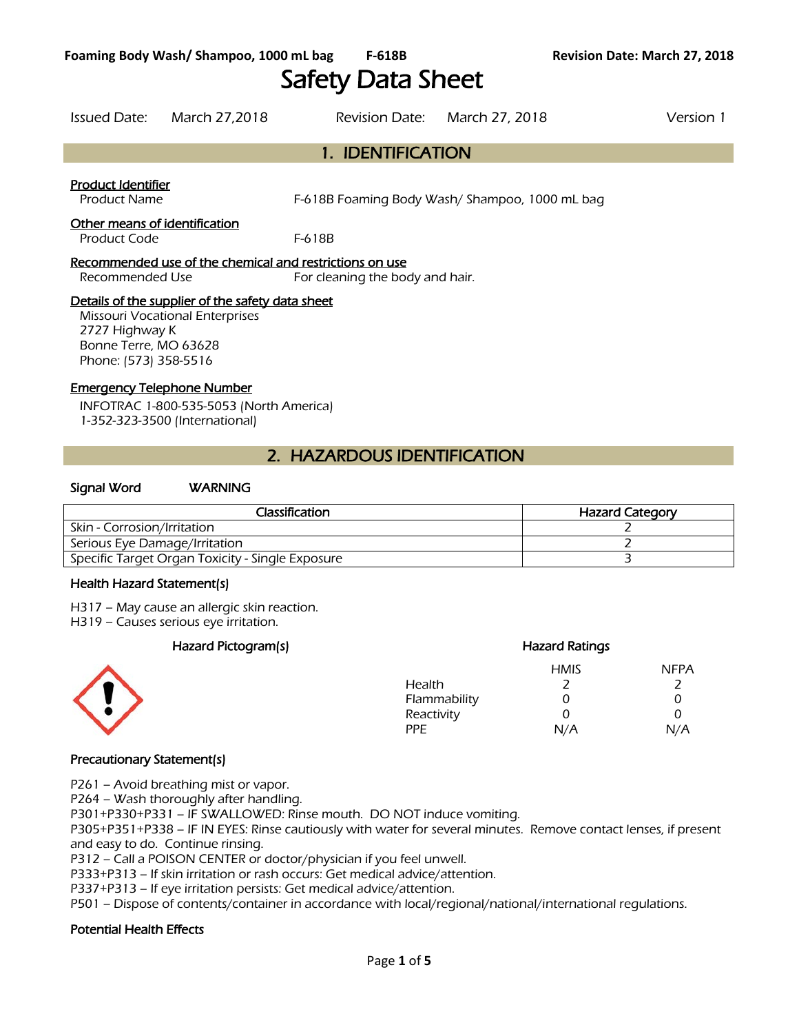# Safety Data Sheet

Issued Date: March 27,2018 Revision Date: March 27, 2018 Version 1

## 1. IDENTIFICATION

**Product Identifier**

Product Name F-618B Foaming Body Wash/ Shampoo, 1000 mL bag

**Other means of identification**

Product Code F-618B

**Recommended use of the chemical and restrictions on use**

Recommended Use For cleaning the body and hair.

**Details of the supplier of the safety data sheet**

Missouri Vocational Enterprises
2727 Highway K
Bonne Terre, MO 63628
Phone: (573) 358-5516

**Emergency Telephone Number**

INFOTRAC 1-800-535-5053 (North America)
1-352-323-3500 (International)

## 2. HAZARDOUS IDENTIFICATION

**Signal Word** WARNING

| Classification | Hazard Category |
|---|---|
| Skin - Corrosion/Irritation | 2 |
| Serious Eye Damage/Irritation | 2 |
| Specific Target Organ Toxicity - Single Exposure | 3 |

**Health Hazard Statement(s)**

H317 – May cause an allergic skin reaction.
H319 – Causes serious eye irritation.

**Hazard Pictogram(s)**

**Hazard Ratings**

| | HMIS | NFPA |
|---|---|---|
| Health | 2 | 2 |
| Flammability | 0 | 0 |
| Reactivity | 0 | 0 |
| PPE | N/A | N/A |

**Precautionary Statement(s)**

P261 – Avoid breathing mist or vapor.
P264 – Wash thoroughly after handling.
P301+P330+P331 – IF SWALLOWED: Rinse mouth. DO NOT induce vomiting.
P305+P351+P338 – IF IN EYES: Rinse cautiously with water for several minutes. Remove contact lenses, if present and easy to do. Continue rinsing.
P312 – Call a POISON CENTER or doctor/physician if you feel unwell.
P333+P313 – If skin irritation or rash occurs: Get medical advice/attention.
P337+P313 – If eye irritation persists: Get medical advice/attention.
P501 – Dispose of contents/container in accordance with local/regional/national/international regulations.

**Potential Health Effects**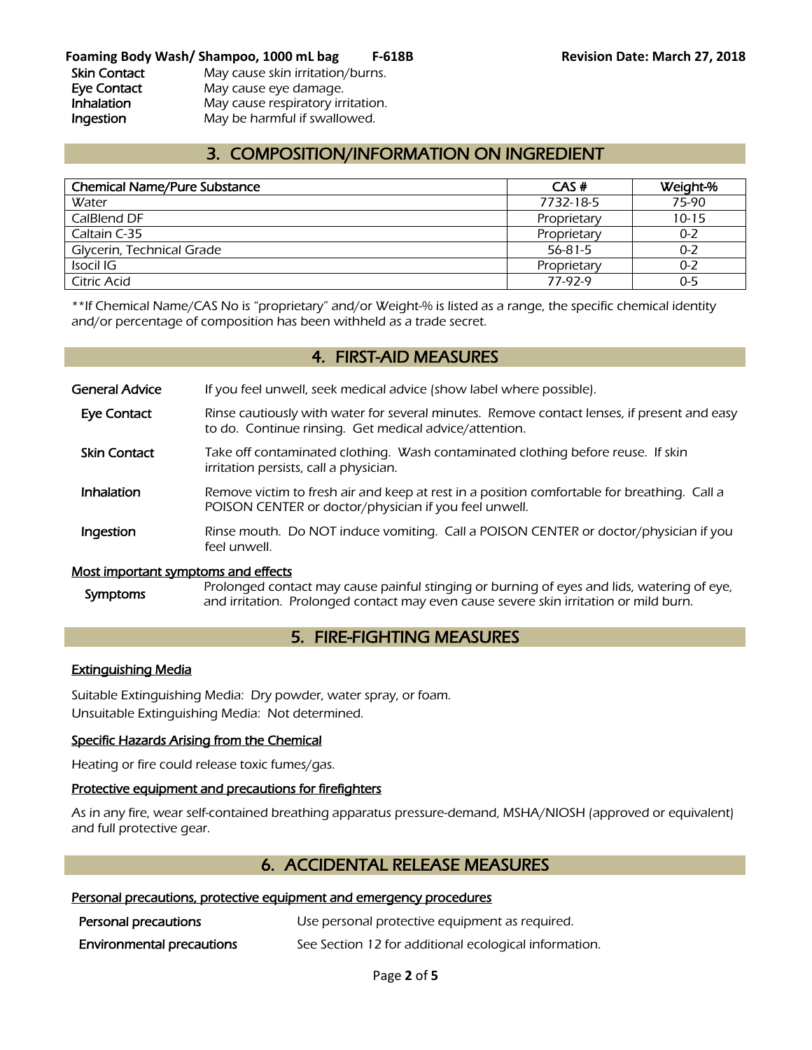| | |
|---|---|
| **Skin Contact** | May cause skin irritation/burns. |
| **Eye Contact** | May cause eye damage. |
| **Inhalation** | May cause respiratory irritation. |
| **Ingestion** | May be harmful if swallowed. |

## 3. COMPOSITION/INFORMATION ON INGREDIENT

| Chemical Name/Pure Substance | CAS # | Weight-% |
|---|---|---|
| Water | 7732-18-5 | 75-90 |
| CalBlend DF | Proprietary | 10-15 |
| Caltain C-35 | Proprietary | 0-2 |
| Glycerin, Technical Grade | 56-81-5 | 0-2 |
| Isocil IG | Proprietary | 0-2 |
| Citric Acid | 77-92-9 | 0-5 |

**If Chemical Name/CAS No is "proprietary" and/or Weight-% is listed as a range, the specific chemical identity and/or percentage of composition has been withheld as a trade secret.

## 4. FIRST-AID MEASURES

**General Advice** If you feel unwell, seek medical advice (show label where possible).

**Eye Contact** Rinse cautiously with water for several minutes. Remove contact lenses, if present and easy to do. Continue rinsing. Get medical advice/attention.

**Skin Contact** Take off contaminated clothing. Wash contaminated clothing before reuse. If skin irritation persists, call a physician.

**Inhalation** Remove victim to fresh air and keep at rest in a position comfortable for breathing. Call a POISON CENTER or doctor/physician if you feel unwell.

**Ingestion** Rinse mouth. Do NOT induce vomiting. Call a POISON CENTER or doctor/physician if you feel unwell.

### Most important symptoms and effects

**Symptoms** Prolonged contact may cause painful stinging or burning of eyes and lids, watering of eye, and irritation. Prolonged contact may even cause severe skin irritation or mild burn.

## 5. FIRE-FIGHTING MEASURES

### Extinguishing Media

Suitable Extinguishing Media: Dry powder, water spray, or foam.
Unsuitable Extinguishing Media: Not determined.

### Specific Hazards Arising from the Chemical

Heating or fire could release toxic fumes/gas.

### Protective equipment and precautions for firefighters

As in any fire, wear self-contained breathing apparatus pressure-demand, MSHA/NIOSH (approved or equivalent) and full protective gear.

## 6. ACCIDENTAL RELEASE MEASURES

### Personal precautions, protective equipment and emergency procedures

**Personal precautions** Use personal protective equipment as required.

**Environmental precautions** See Section 12 for additional ecological information.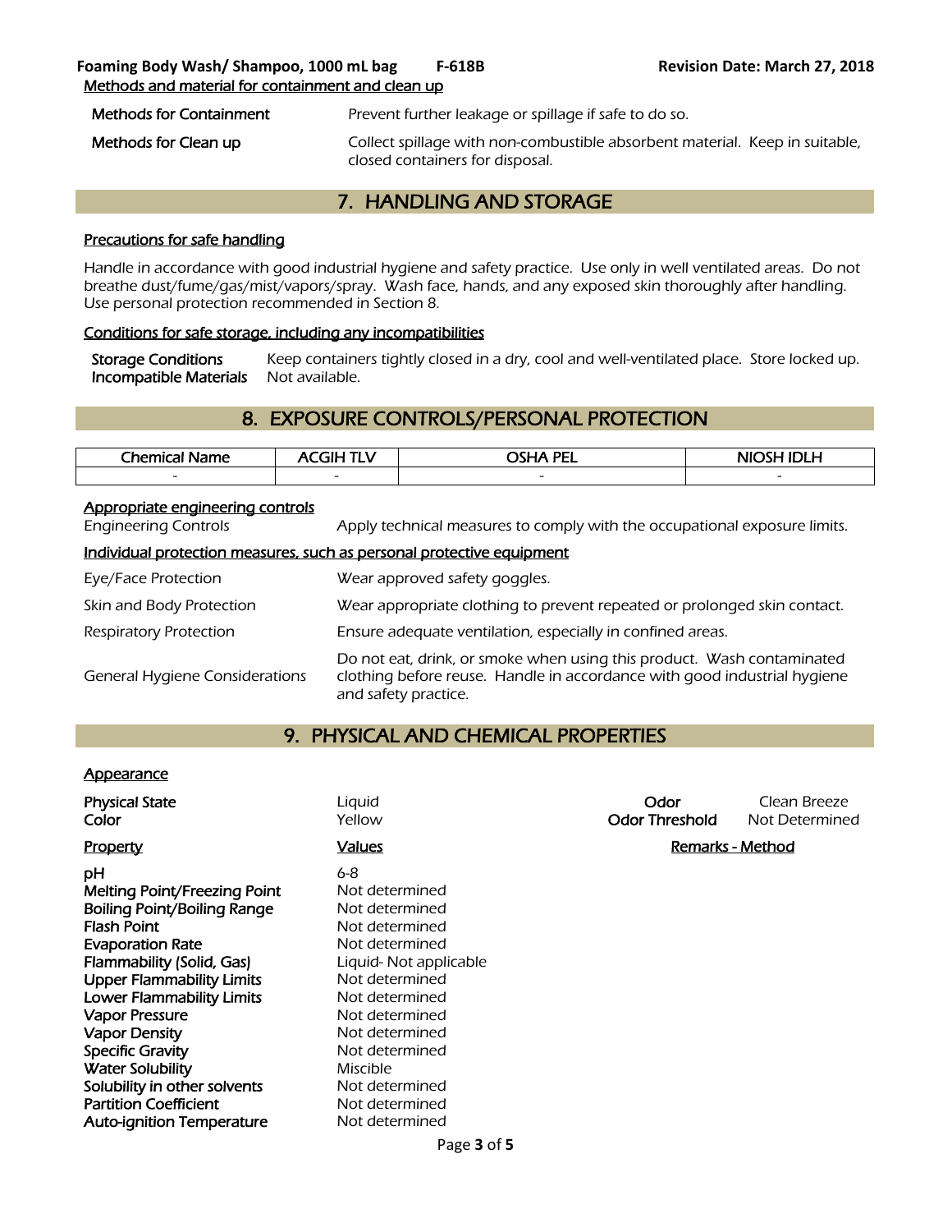### Methods and material for containment and clean up

| | |
|---|---|
| **Methods for Containment** | Prevent further leakage or spillage if safe to do so. |
| **Methods for Clean up** | Collect spillage with non-combustible absorbent material. Keep in suitable, closed containers for disposal. |

## 7. HANDLING AND STORAGE

### Precautions for safe handling

Handle in accordance with good industrial hygiene and safety practice. Use only in well ventilated areas. Do not breathe dust/fume/gas/mist/vapors/spray. Wash face, hands, and any exposed skin thoroughly after handling. Use personal protection recommended in Section 8.

### Conditions for safe storage, including any incompatibilities

| | |
|---|---|
| **Storage Conditions** | Keep containers tightly closed in a dry, cool and well-ventilated place. Store locked up. |
| **Incompatible Materials** | Not available. |

## 8. EXPOSURE CONTROLS/PERSONAL PROTECTION

| Chemical Name | ACGIH TLV | OSHA PEL | NIOSH IDLH |
|---|---|---|---|
| - | - | - | - |

### Appropriate engineering controls

| | |
|---|---|
| Engineering Controls | Apply technical measures to comply with the occupational exposure limits. |

### Individual protection measures, such as personal protective equipment

| | |
|---|---|
| Eye/Face Protection | Wear approved safety goggles. |
| Skin and Body Protection | Wear appropriate clothing to prevent repeated or prolonged skin contact. |
| Respiratory Protection | Ensure adequate ventilation, especially in confined areas. |
| General Hygiene Considerations | Do not eat, drink, or smoke when using this product. Wash contaminated clothing before reuse. Handle in accordance with good industrial hygiene and safety practice. |

## 9. PHYSICAL AND CHEMICAL PROPERTIES

### Appearance

| | | | |
|---|---|---|---|
| **Physical State** | Liquid | **Odor** | Clean Breeze |
| **Color** | Yellow | **Odor Threshold** | Not Determined |

| Property | Values | Remarks - Method |
|---|---|---|
| **pH** | 6-8 | |
| **Melting Point/Freezing Point** | Not determined | |
| **Boiling Point/Boiling Range** | Not determined | |
| **Flash Point** | Not determined | |
| **Evaporation Rate** | Not determined | |
| **Flammability (Solid, Gas)** | Liquid- Not applicable | |
| **Upper Flammability Limits** | Not determined | |
| **Lower Flammability Limits** | Not determined | |
| **Vapor Pressure** | Not determined | |
| **Vapor Density** | Not determined | |
| **Specific Gravity** | Not determined | |
| **Water Solubility** | Miscible | |
| **Solubility in other solvents** | Not determined | |
| **Partition Coefficient** | Not determined | |
| **Auto-ignition Temperature** | Not determined | |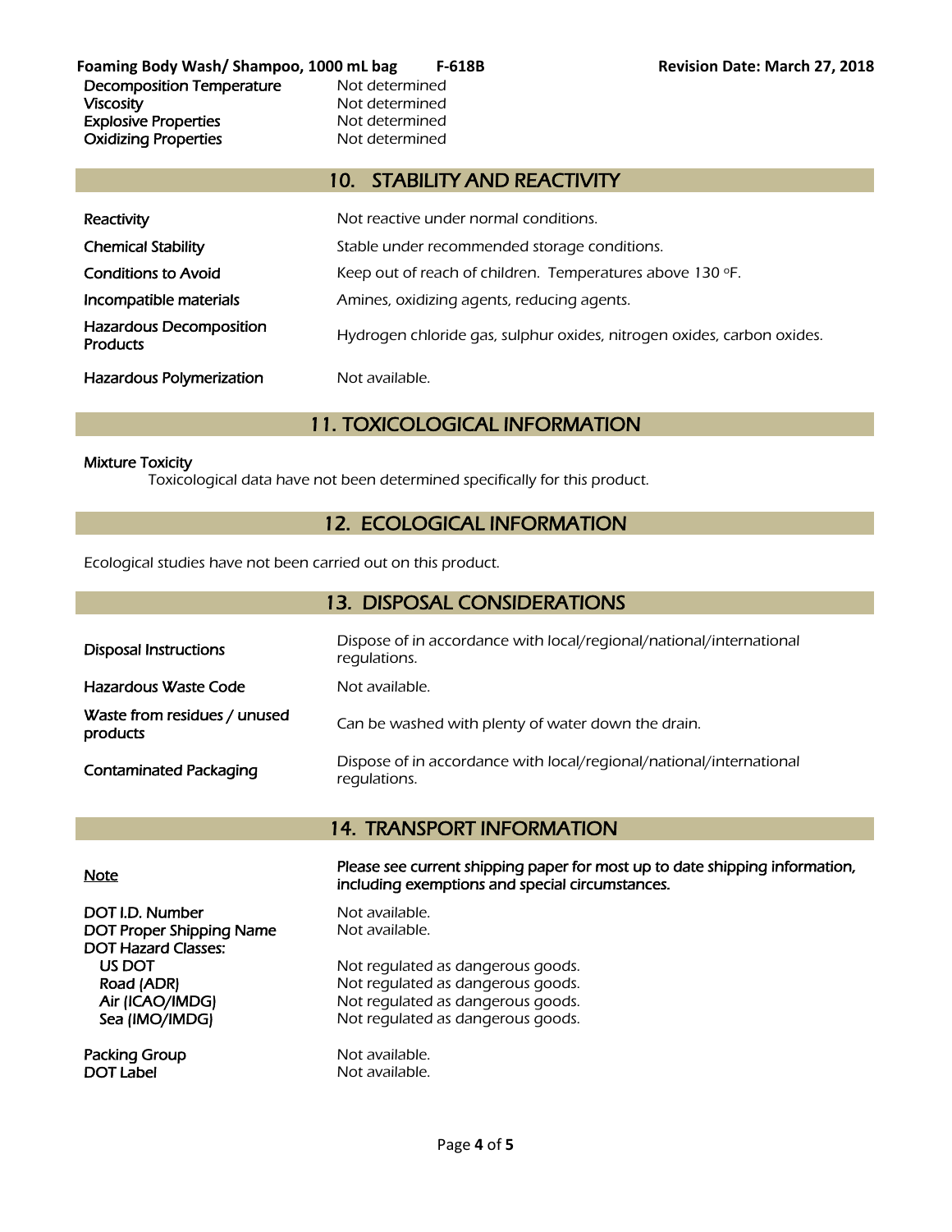| | |
|---|---|
| Decomposition Temperature | Not determined |
| Viscosity | Not determined |
| Explosive Properties | Not determined |
| Oxidizing Properties | Not determined |

## 10. STABILITY AND REACTIVITY

| | |
|---|---|
| Reactivity | Not reactive under normal conditions. |
| Chemical Stability | Stable under recommended storage conditions. |
| Conditions to Avoid | Keep out of reach of children. Temperatures above 130 °F. |
| Incompatible materials | Amines, oxidizing agents, reducing agents. |
| Hazardous Decomposition Products | Hydrogen chloride gas, sulphur oxides, nitrogen oxides, carbon oxides. |
| Hazardous Polymerization | Not available. |

## 11. TOXICOLOGICAL INFORMATION

Mixture Toxicity

Toxicological data have not been determined specifically for this product.

## 12. ECOLOGICAL INFORMATION

Ecological studies have not been carried out on this product.

## 13. DISPOSAL CONSIDERATIONS

| | |
|---|---|
| Disposal Instructions | Dispose of in accordance with local/regional/national/international regulations. |
| Hazardous Waste Code | Not available. |
| Waste from residues / unused products | Can be washed with plenty of water down the drain. |
| Contaminated Packaging | Dispose of in accordance with local/regional/national/international regulations. |

## 14. TRANSPORT INFORMATION

| | |
|---|---|
| Note | **Please see current shipping paper for most up to date shipping information, including exemptions and special circumstances.** |
| DOT I.D. Number | Not available. |
| DOT Proper Shipping Name | Not available. |
| DOT Hazard Classes: | |
| US DOT | Not regulated as dangerous goods. |
| Road (ADR) | Not regulated as dangerous goods. |
| Air (ICAO/IMDG) | Not regulated as dangerous goods. |
| Sea (IMO/IMDG) | Not regulated as dangerous goods. |
| Packing Group | Not available. |
| DOT Label | Not available. |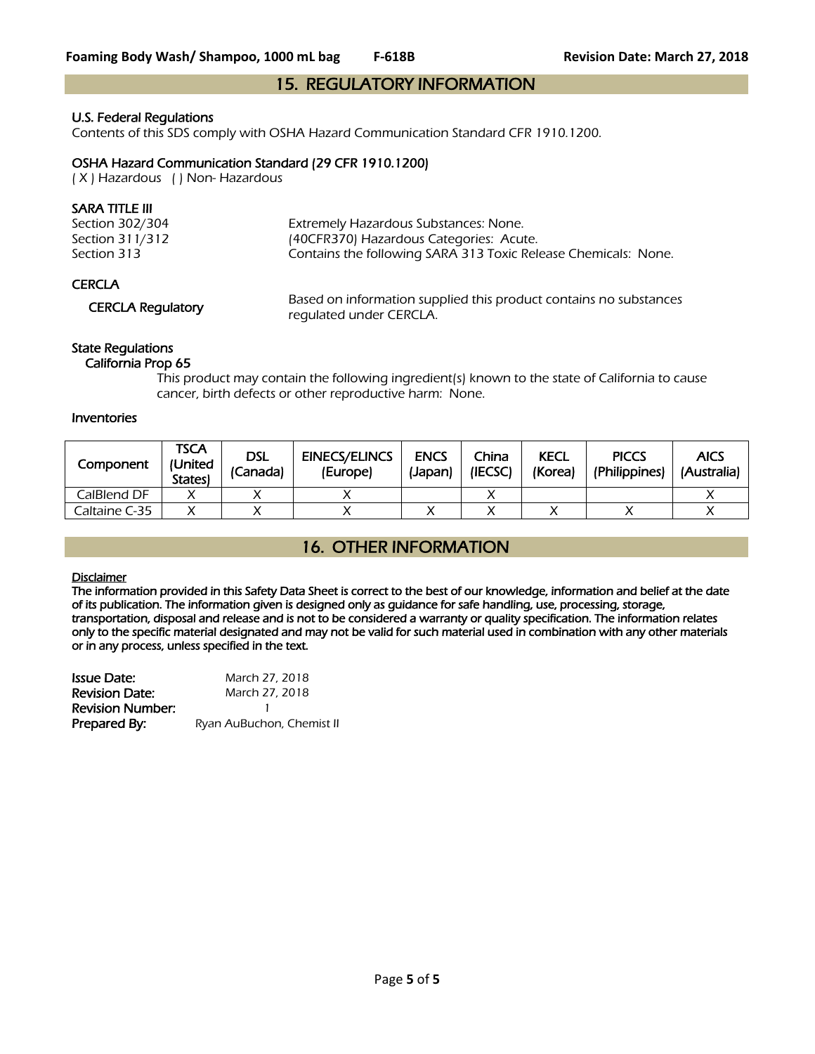## 15. REGULATORY INFORMATION

### U.S. Federal Regulations

Contents of this SDS comply with OSHA Hazard Communication Standard CFR 1910.1200.

### OSHA Hazard Communication Standard (29 CFR 1910.1200)

( X ) Hazardous ( ) Non- Hazardous

### SARA TITLE III

| | |
|---|---|
| Section 302/304 | Extremely Hazardous Substances: None. |
| Section 311/312 | (40CFR370) Hazardous Categories: Acute. |
| Section 313 | Contains the following SARA 313 Toxic Release Chemicals: None. |

### CERCLA

| | |
|---|---|
| CERCLA Regulatory | Based on information supplied this product contains no substances regulated under CERCLA. |

### State Regulations

#### California Prop 65

This product may contain the following ingredient(s) known to the state of California to cause cancer, birth defects or other reproductive harm: None.

### Inventories

| Component | TSCA (United States) | DSL (Canada) | EINECS/ELINCS (Europe) | ENCS (Japan) | China (IECSC) | KECL (Korea) | PICCS (Philippines) | AICS (Australia) |
|---|---|---|---|---|---|---|---|---|
| CalBlend DF | X | X | X | | X | | | X |
| Caltaine C-35 | X | X | X | X | X | X | X | X |

## 16. OTHER INFORMATION

Disclaimer

**The information provided in this Safety Data Sheet is correct to the best of our knowledge, information and belief at the date of its publication. The information given is designed only as guidance for safe handling, use, processing, storage, transportation, disposal and release and is not to be considered a warranty or quality specification. The information relates only to the specific material designated and may not be valid for such material used in combination with any other materials or in any process, unless specified in the text.**

**Issue Date:** March 27, 2018
**Revision Date:** March 27, 2018
**Revision Number:** 1
**Prepared By:** Ryan AuBuchon, Chemist II